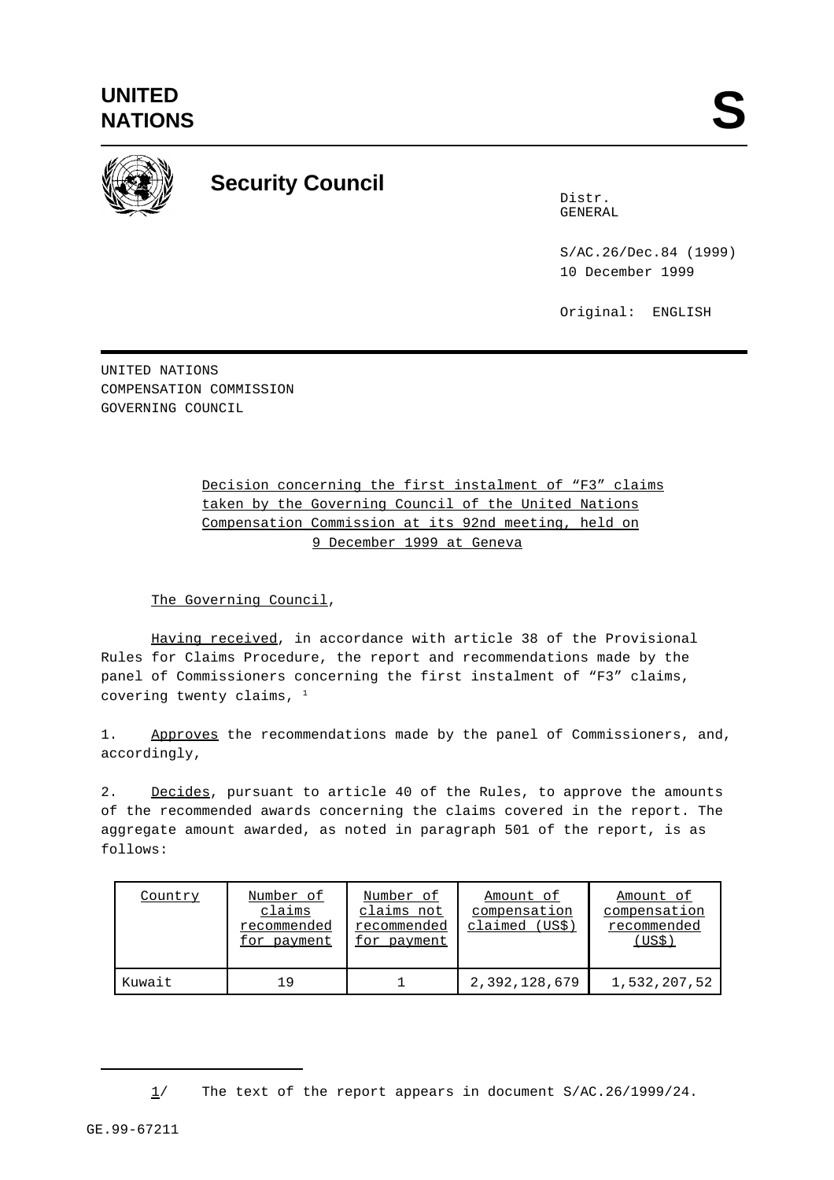UNITED NATIONS

# S

## Security Council

Distr.
GENERAL

S/AC.26/Dec.84 (1999)
10 December 1999

Original: ENGLISH

UNITED NATIONS
COMPENSATION COMMISSION
GOVERNING COUNCIL

Decision concerning the first instalment of "F3" claims taken by the Governing Council of the United Nations Compensation Commission at its 92nd meeting, held on 9 December 1999 at Geneva

The Governing Council,

Having received, in accordance with article 38 of the Provisional Rules for Claims Procedure, the report and recommendations made by the panel of Commissioners concerning the first instalment of "F3" claims, covering twenty claims, [1]

1. Approves the recommendations made by the panel of Commissioners, and, accordingly,

2. Decides, pursuant to article 40 of the Rules, to approve the amounts of the recommended awards concerning the claims covered in the report. The aggregate amount awarded, as noted in paragraph 501 of the report, is as follows:

| Country | Number of claims recommended for payment | Number of claims not recommended for payment | Amount of compensation claimed (US$) | Amount of compensation recommended (US$) |
|---|---|---|---|---|
| Kuwait | 19 | 1 | 2,392,128,679 | 1,532,207,52 |

1/ The text of the report appears in document S/AC.26/1999/24.

GE.99-67211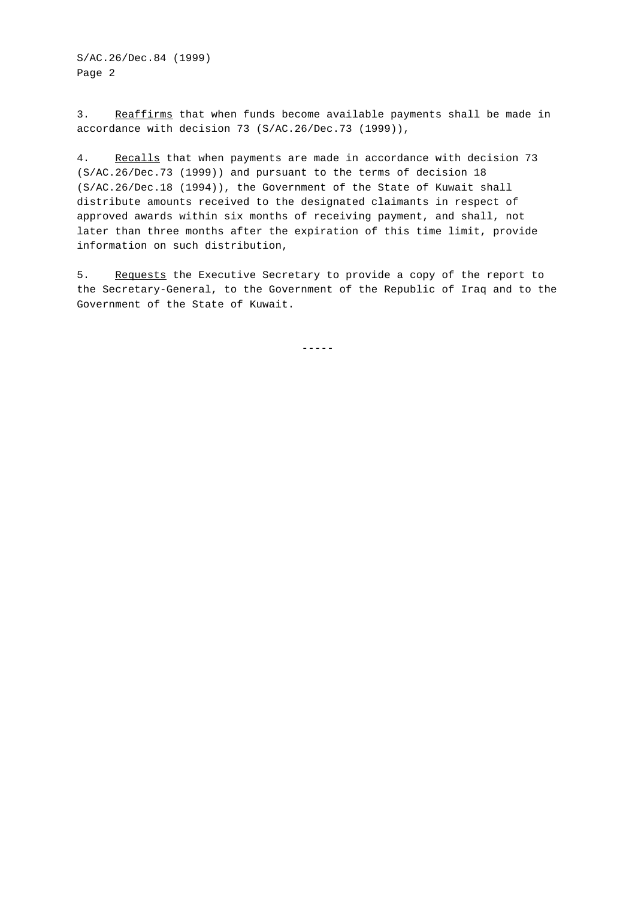3. _Reaffirms_ that when funds become available payments shall be made in accordance with decision 73 (S/AC.26/Dec.73 (1999)),

4. _Recalls_ that when payments are made in accordance with decision 73 (S/AC.26/Dec.73 (1999)) and pursuant to the terms of decision 18 (S/AC.26/Dec.18 (1994)), the Government of the State of Kuwait shall distribute amounts received to the designated claimants in respect of approved awards within six months of receiving payment, and shall, not later than three months after the expiration of this time limit, provide information on such distribution,

5. _Requests_ the Executive Secretary to provide a copy of the report to the Secretary-General, to the Government of the Republic of Iraq and to the Government of the State of Kuwait.

-----